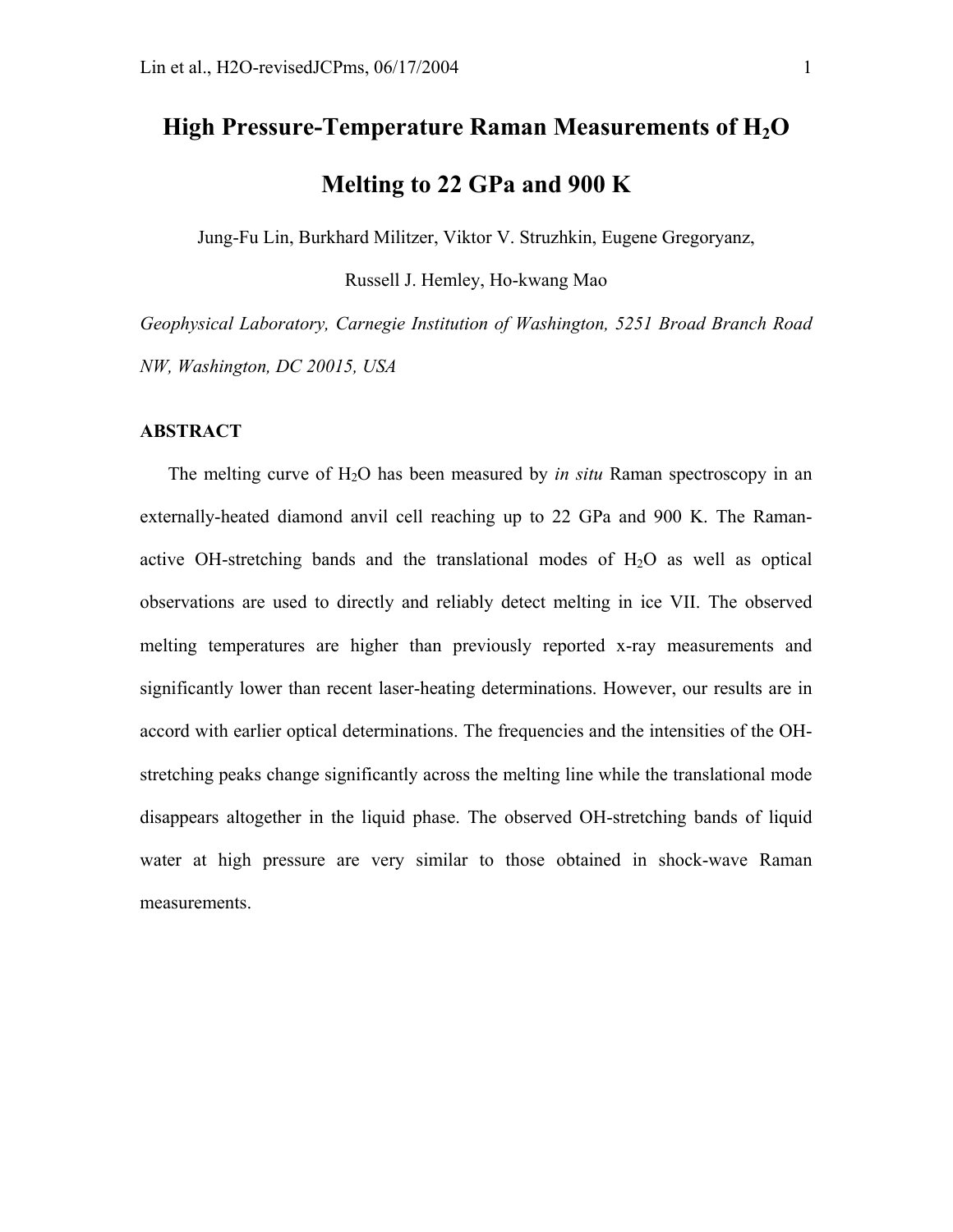# High Pressure-Temperature Raman Measurements of $H_2O$ Melting to 22 GPa and 900 K

Jung-Fu Lin, Burkhard Militzer, Viktor V. Struzhkin, Eugene Gregoryanz,

Russell J. Hemley, Ho-kwang Mao

*Geophysical Laboratory, Carnegie Institution of Washington, 5251 Broad Branch Road NW, Washington, DC 20015, USA*

## ABSTRACT

The melting curve of $H_2O$ has been measured by *in situ* Raman spectroscopy in an externally-heated diamond anvil cell reaching up to 22 GPa and 900 K. The Raman-active OH-stretching bands and the translational modes of $H_2O$ as well as optical observations are used to directly and reliably detect melting in ice VII. The observed melting temperatures are higher than previously reported x-ray measurements and significantly lower than recent laser-heating determinations. However, our results are in accord with earlier optical determinations. The frequencies and the intensities of the OH-stretching peaks change significantly across the melting line while the translational mode disappears altogether in the liquid phase. The observed OH-stretching bands of liquid water at high pressure are very similar to those obtained in shock-wave Raman measurements.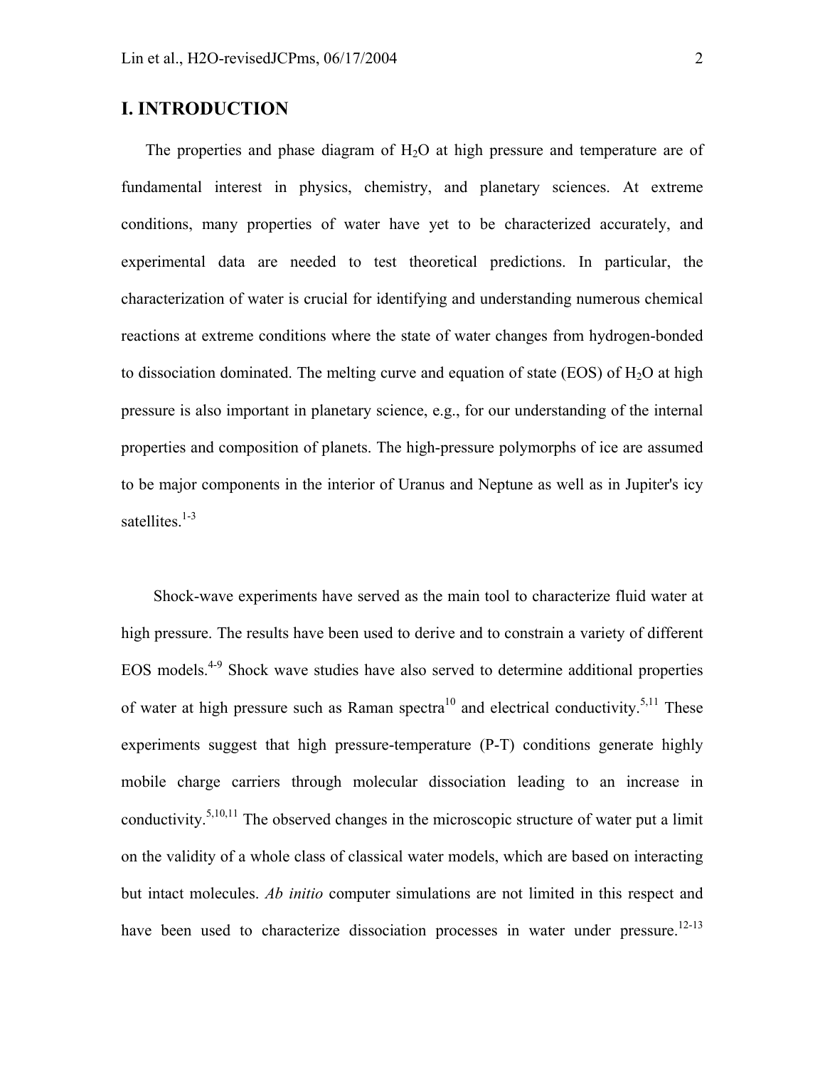## I. INTRODUCTION

The properties and phase diagram of $H_2O$ at high pressure and temperature are of fundamental interest in physics, chemistry, and planetary sciences. At extreme conditions, many properties of water have yet to be characterized accurately, and experimental data are needed to test theoretical predictions. In particular, the characterization of water is crucial for identifying and understanding numerous chemical reactions at extreme conditions where the state of water changes from hydrogen-bonded to dissociation dominated. The melting curve and equation of state (EOS) of $H_2O$ at high pressure is also important in planetary science, e.g., for our understanding of the internal properties and composition of planets. The high-pressure polymorphs of ice are assumed to be major components in the interior of Uranus and Neptune as well as in Jupiter's icy satellites.[1-3]

Shock-wave experiments have served as the main tool to characterize fluid water at high pressure. The results have been used to derive and to constrain a variety of different EOS models.[4-9] Shock wave studies have also served to determine additional properties of water at high pressure such as Raman spectra[10] and electrical conductivity.[5,11] These experiments suggest that high pressure-temperature (P-T) conditions generate highly mobile charge carriers through molecular dissociation leading to an increase in conductivity.[5,10,11] The observed changes in the microscopic structure of water put a limit on the validity of a whole class of classical water models, which are based on interacting but intact molecules. *Ab initio* computer simulations are not limited in this respect and have been used to characterize dissociation processes in water under pressure.[12-13]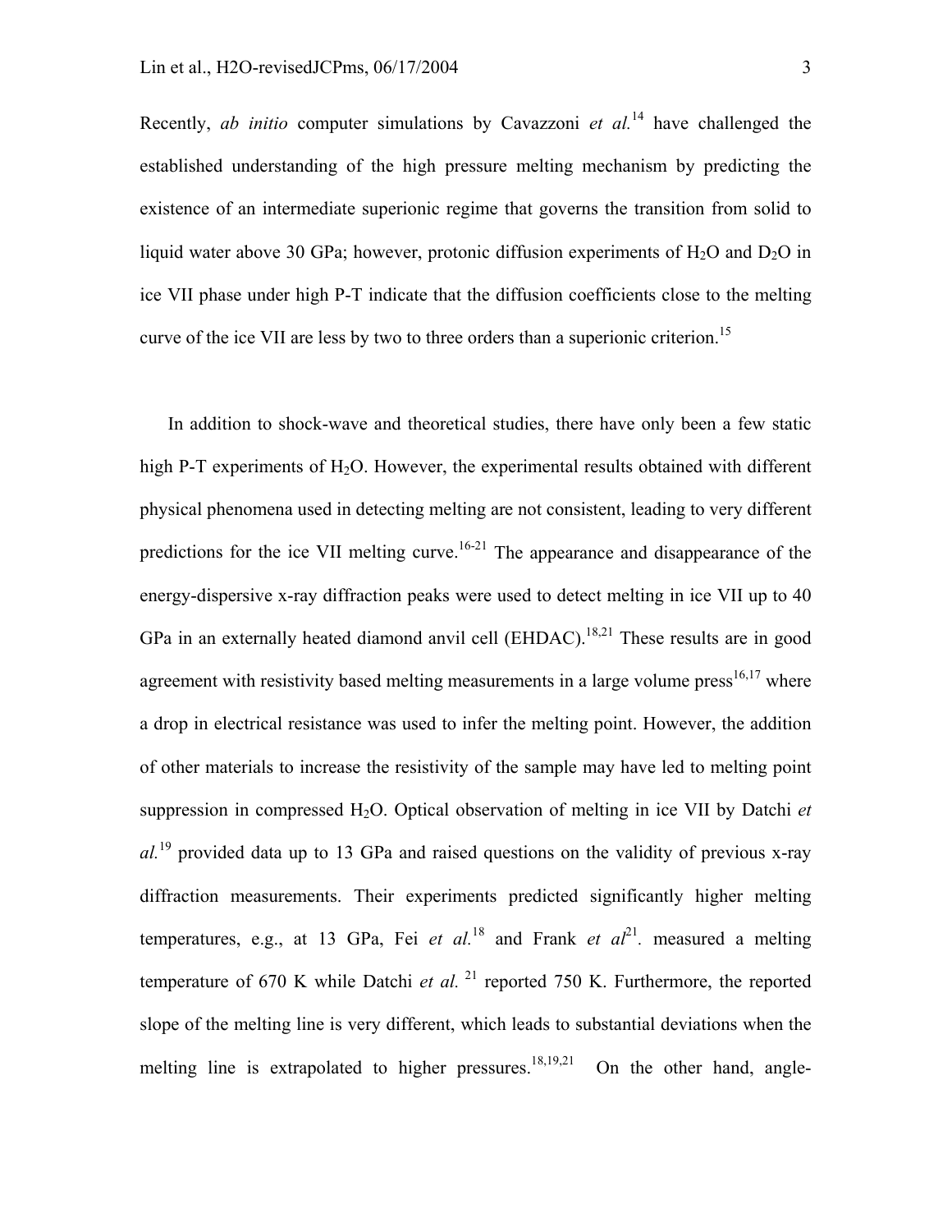Recently, *ab initio* computer simulations by Cavazzoni *et al.*[14] have challenged the established understanding of the high pressure melting mechanism by predicting the existence of an intermediate superionic regime that governs the transition from solid to liquid water above 30 GPa; however, protonic diffusion experiments of $H_2O$ and $D_2O$ in ice VII phase under high P-T indicate that the diffusion coefficients close to the melting curve of the ice VII are less by two to three orders than a superionic criterion.[15]

In addition to shock-wave and theoretical studies, there have only been a few static high P-T experiments of $H_2O$. However, the experimental results obtained with different physical phenomena used in detecting melting are not consistent, leading to very different predictions for the ice VII melting curve.[16-21] The appearance and disappearance of the energy-dispersive x-ray diffraction peaks were used to detect melting in ice VII up to 40 GPa in an externally heated diamond anvil cell (EHDAC).[18,21] These results are in good agreement with resistivity based melting measurements in a large volume press[16,17] where a drop in electrical resistance was used to infer the melting point. However, the addition of other materials to increase the resistivity of the sample may have led to melting point suppression in compressed $H_2O$. Optical observation of melting in ice VII by Datchi *et al.*[19] provided data up to 13 GPa and raised questions on the validity of previous x-ray diffraction measurements. Their experiments predicted significantly higher melting temperatures, e.g., at 13 GPa, Fei *et al.*[18] and Frank *et al*[21]. measured a melting temperature of 670 K while Datchi *et al.* [21] reported 750 K. Furthermore, the reported slope of the melting line is very different, which leads to substantial deviations when the melting line is extrapolated to higher pressures.[18,19,21] On the other hand, angle-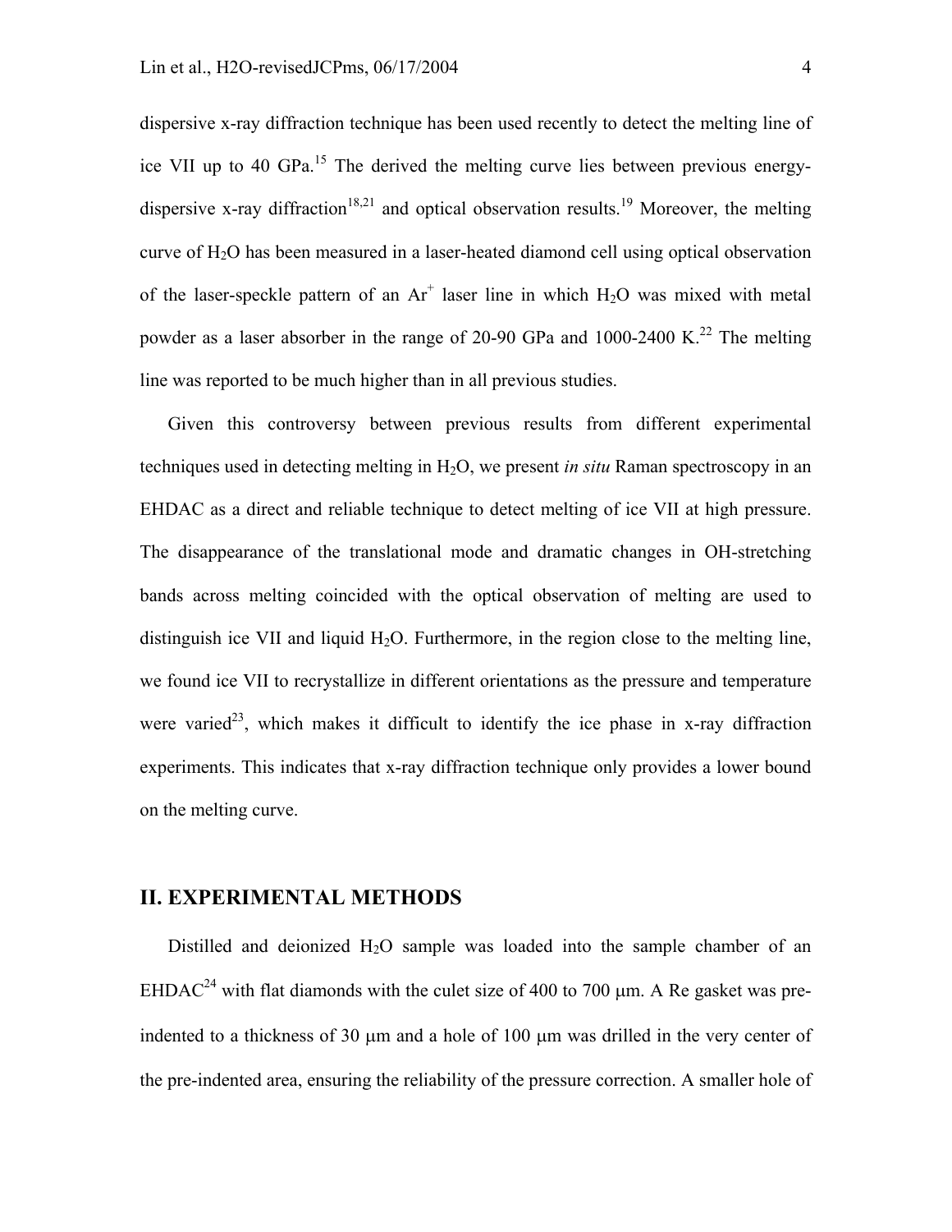dispersive x-ray diffraction technique has been used recently to detect the melting line of ice VII up to 40 GPa.[15] The derived the melting curve lies between previous energy-dispersive x-ray diffraction[18,21] and optical observation results.[19] Moreover, the melting curve of $H_2O$ has been measured in a laser-heated diamond cell using optical observation of the laser-speckle pattern of an $Ar^+$ laser line in which $H_2O$ was mixed with metal powder as a laser absorber in the range of 20-90 GPa and 1000-2400 K.[22] The melting line was reported to be much higher than in all previous studies.

Given this controversy between previous results from different experimental techniques used in detecting melting in $H_2O$, we present *in situ* Raman spectroscopy in an EHDAC as a direct and reliable technique to detect melting of ice VII at high pressure. The disappearance of the translational mode and dramatic changes in OH-stretching bands across melting coincided with the optical observation of melting are used to distinguish ice VII and liquid $H_2O$. Furthermore, in the region close to the melting line, we found ice VII to recrystallize in different orientations as the pressure and temperature were varied[23], which makes it difficult to identify the ice phase in x-ray diffraction experiments. This indicates that x-ray diffraction technique only provides a lower bound on the melting curve.

## II. EXPERIMENTAL METHODS

Distilled and deionized $H_2O$ sample was loaded into the sample chamber of an EHDAC[24] with flat diamonds with the culet size of 400 to 700 μm. A Re gasket was pre-indented to a thickness of 30 μm and a hole of 100 μm was drilled in the very center of the pre-indented area, ensuring the reliability of the pressure correction. A smaller hole of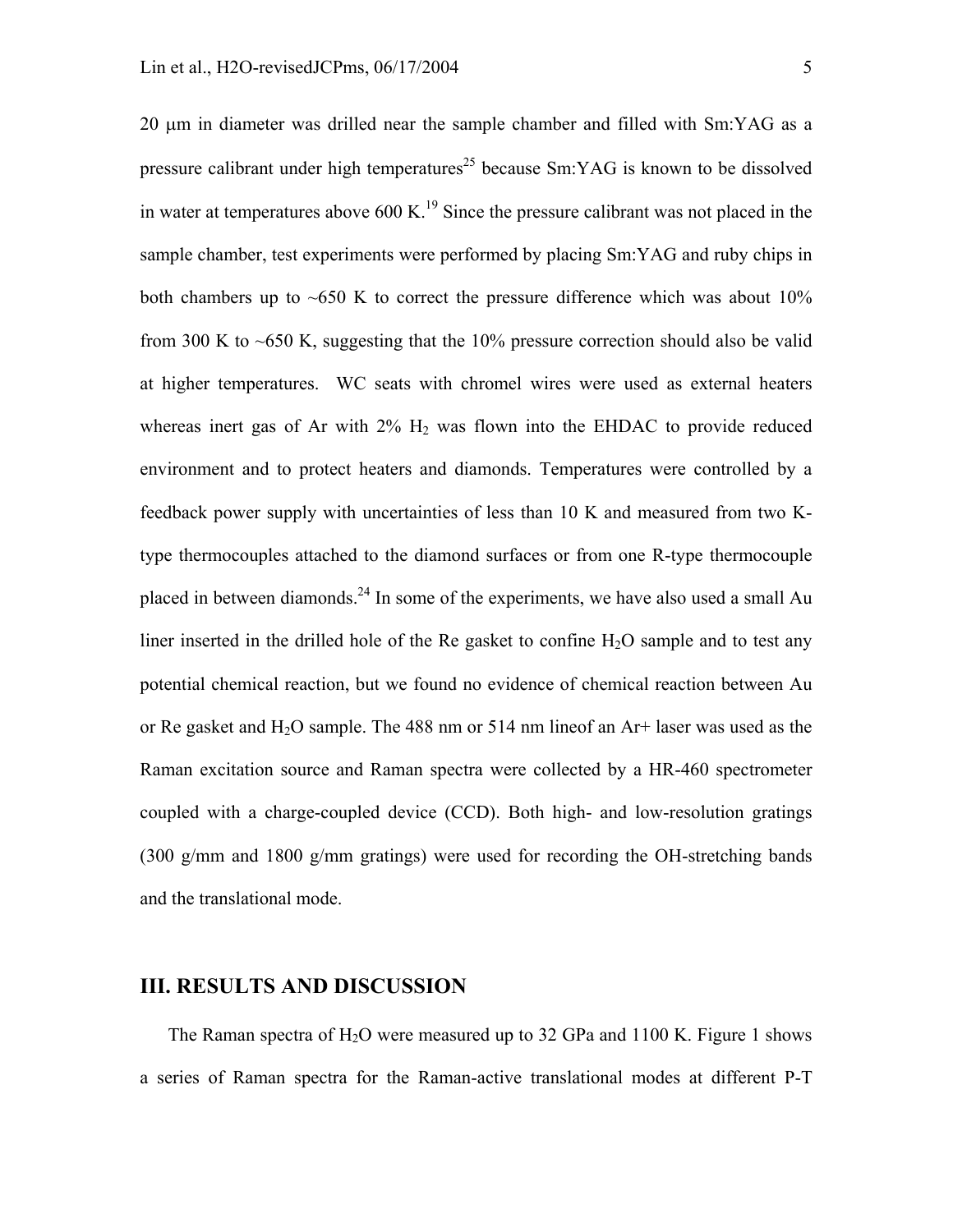20 μm in diameter was drilled near the sample chamber and filled with Sm:YAG as a pressure calibrant under high temperatures[25] because Sm:YAG is known to be dissolved in water at temperatures above 600 K.[19] Since the pressure calibrant was not placed in the sample chamber, test experiments were performed by placing Sm:YAG and ruby chips in both chambers up to ~650 K to correct the pressure difference which was about 10% from 300 K to ~650 K, suggesting that the 10% pressure correction should also be valid at higher temperatures. WC seats with chromel wires were used as external heaters whereas inert gas of Ar with 2% $H_2$ was flown into the EHDAC to provide reduced environment and to protect heaters and diamonds. Temperatures were controlled by a feedback power supply with uncertainties of less than 10 K and measured from two K-type thermocouples attached to the diamond surfaces or from one R-type thermocouple placed in between diamonds.[24] In some of the experiments, we have also used a small Au liner inserted in the drilled hole of the Re gasket to confine $H_2O$ sample and to test any potential chemical reaction, but we found no evidence of chemical reaction between Au or Re gasket and $H_2O$ sample. The 488 nm or 514 nm lineof an Ar+ laser was used as the Raman excitation source and Raman spectra were collected by a HR-460 spectrometer coupled with a charge-coupled device (CCD). Both high- and low-resolution gratings (300 g/mm and 1800 g/mm gratings) were used for recording the OH-stretching bands and the translational mode.

## III. RESULTS AND DISCUSSION

The Raman spectra of $H_2O$ were measured up to 32 GPa and 1100 K. Figure 1 shows a series of Raman spectra for the Raman-active translational modes at different P-T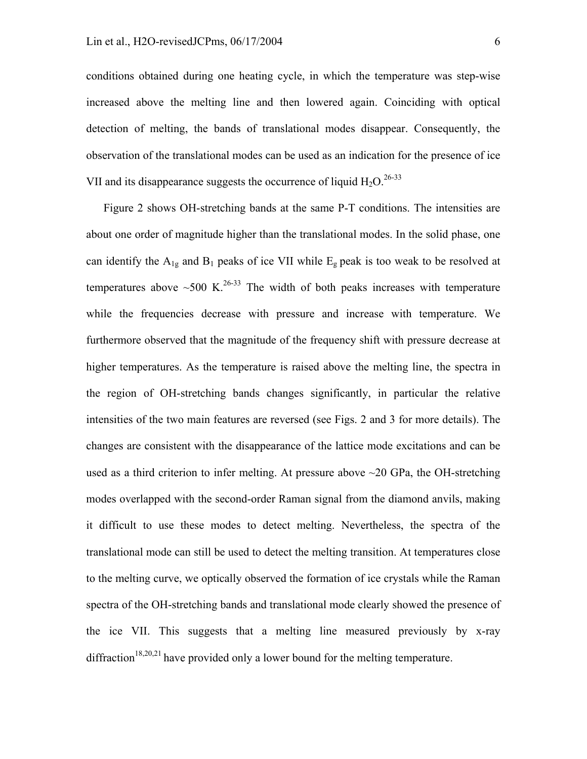conditions obtained during one heating cycle, in which the temperature was step-wise increased above the melting line and then lowered again. Coinciding with optical detection of melting, the bands of translational modes disappear. Consequently, the observation of the translational modes can be used as an indication for the presence of ice VII and its disappearance suggests the occurrence of liquid $H_2O$.[26-33]

Figure 2 shows OH-stretching bands at the same P-T conditions. The intensities are about one order of magnitude higher than the translational modes. In the solid phase, one can identify the $A_{1g}$ and $B_1$ peaks of ice VII while $E_g$ peak is too weak to be resolved at temperatures above ~500 K.[26-33] The width of both peaks increases with temperature while the frequencies decrease with pressure and increase with temperature. We furthermore observed that the magnitude of the frequency shift with pressure decrease at higher temperatures. As the temperature is raised above the melting line, the spectra in the region of OH-stretching bands changes significantly, in particular the relative intensities of the two main features are reversed (see Figs. 2 and 3 for more details). The changes are consistent with the disappearance of the lattice mode excitations and can be used as a third criterion to infer melting. At pressure above ~20 GPa, the OH-stretching modes overlapped with the second-order Raman signal from the diamond anvils, making it difficult to use these modes to detect melting. Nevertheless, the spectra of the translational mode can still be used to detect the melting transition. At temperatures close to the melting curve, we optically observed the formation of ice crystals while the Raman spectra of the OH-stretching bands and translational mode clearly showed the presence of the ice VII. This suggests that a melting line measured previously by x-ray diffraction[18,20,21] have provided only a lower bound for the melting temperature.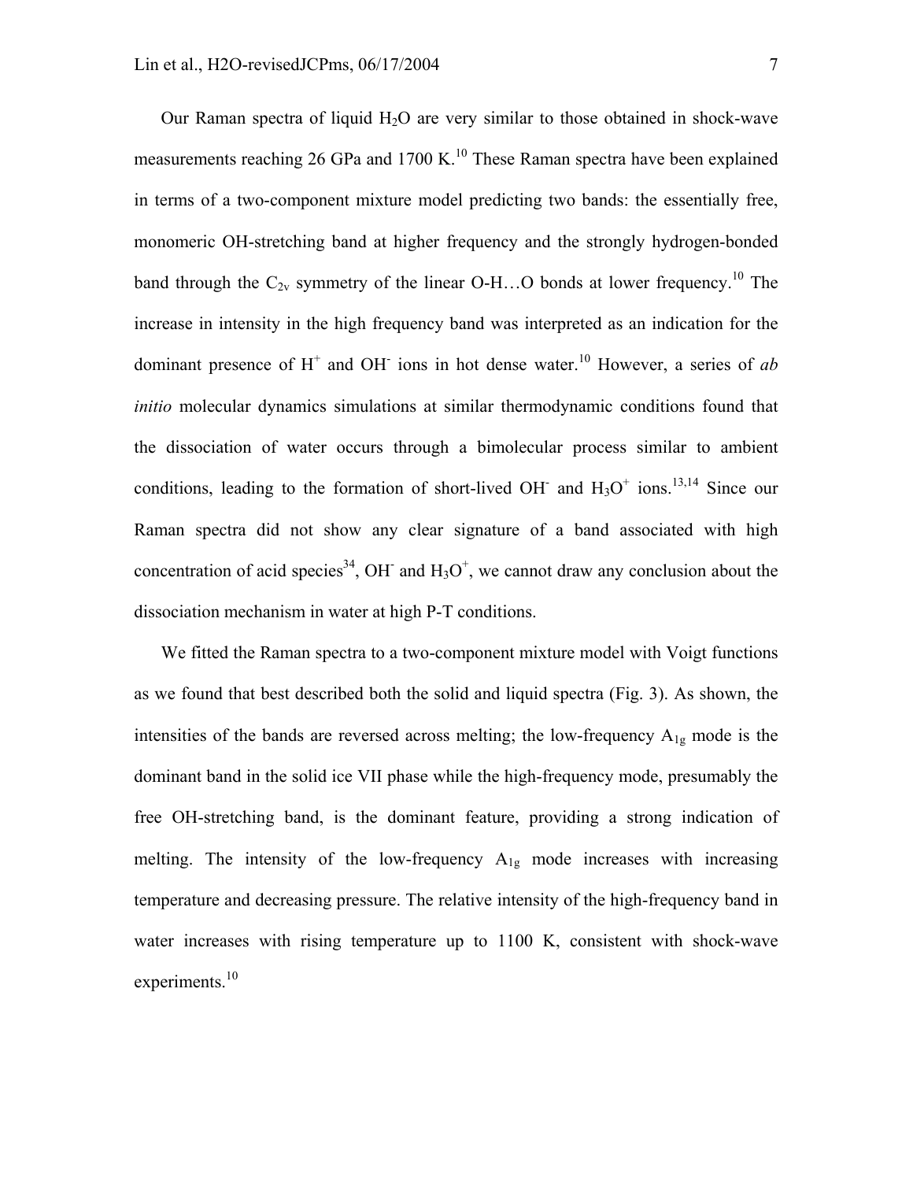Our Raman spectra of liquid $H_2O$ are very similar to those obtained in shock-wave measurements reaching 26 GPa and 1700 K.[10] These Raman spectra have been explained in terms of a two-component mixture model predicting two bands: the essentially free, monomeric OH-stretching band at higher frequency and the strongly hydrogen-bonded band through the $C_{2v}$ symmetry of the linear O-H…O bonds at lower frequency.[10] The increase in intensity in the high frequency band was interpreted as an indication for the dominant presence of $H^+$ and $OH^-$ ions in hot dense water.[10] However, a series of *ab initio* molecular dynamics simulations at similar thermodynamic conditions found that the dissociation of water occurs through a bimolecular process similar to ambient conditions, leading to the formation of short-lived $OH^-$ and $H_3O^+$ ions.[13,14] Since our Raman spectra did not show any clear signature of a band associated with high concentration of acid species[34], $OH^-$ and $H_3O^+$, we cannot draw any conclusion about the dissociation mechanism in water at high P-T conditions.

We fitted the Raman spectra to a two-component mixture model with Voigt functions as we found that best described both the solid and liquid spectra (Fig. 3). As shown, the intensities of the bands are reversed across melting; the low-frequency $A_{1g}$ mode is the dominant band in the solid ice VII phase while the high-frequency mode, presumably the free OH-stretching band, is the dominant feature, providing a strong indication of melting. The intensity of the low-frequency $A_{1g}$ mode increases with increasing temperature and decreasing pressure. The relative intensity of the high-frequency band in water increases with rising temperature up to 1100 K, consistent with shock-wave experiments.[10]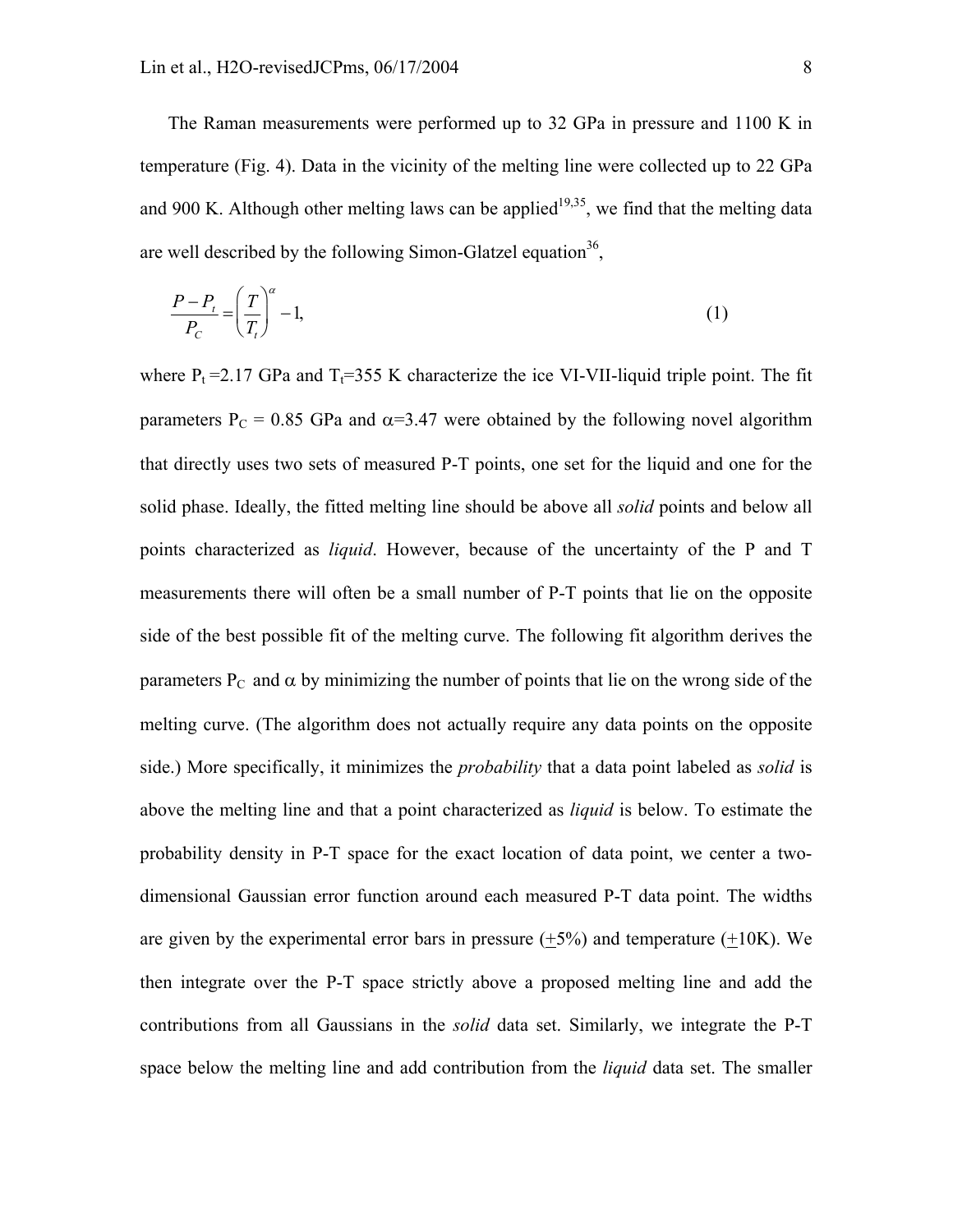The Raman measurements were performed up to 32 GPa in pressure and 1100 K in temperature (Fig. 4). Data in the vicinity of the melting line were collected up to 22 GPa and 900 K. Although other melting laws can be applied[19,35], we find that the melting data are well described by the following Simon-Glatzel equation[36],

$$\frac{P - P_t}{P_C} = \left(\frac{T}{T_t}\right)^{\alpha} - 1, \tag{1}$$

where $P_t$ =2.17 GPa and $T_t$=355 K characterize the ice VI-VII-liquid triple point. The fit parameters $P_C$ = 0.85 GPa and $\alpha$=3.47 were obtained by the following novel algorithm that directly uses two sets of measured P-T points, one set for the liquid and one for the solid phase. Ideally, the fitted melting line should be above all *solid* points and below all points characterized as *liquid*. However, because of the uncertainty of the P and T measurements there will often be a small number of P-T points that lie on the opposite side of the best possible fit of the melting curve. The following fit algorithm derives the parameters $P_C$ and $\alpha$ by minimizing the number of points that lie on the wrong side of the melting curve. (The algorithm does not actually require any data points on the opposite side.) More specifically, it minimizes the *probability* that a data point labeled as *solid* is above the melting line and that a point characterized as *liquid* is below. To estimate the probability density in P-T space for the exact location of data point, we center a two-dimensional Gaussian error function around each measured P-T data point. The widths are given by the experimental error bars in pressure ($\pm$5%) and temperature ($\pm$10K). We then integrate over the P-T space strictly above a proposed melting line and add the contributions from all Gaussians in the *solid* data set. Similarly, we integrate the P-T space below the melting line and add contribution from the *liquid* data set. The smaller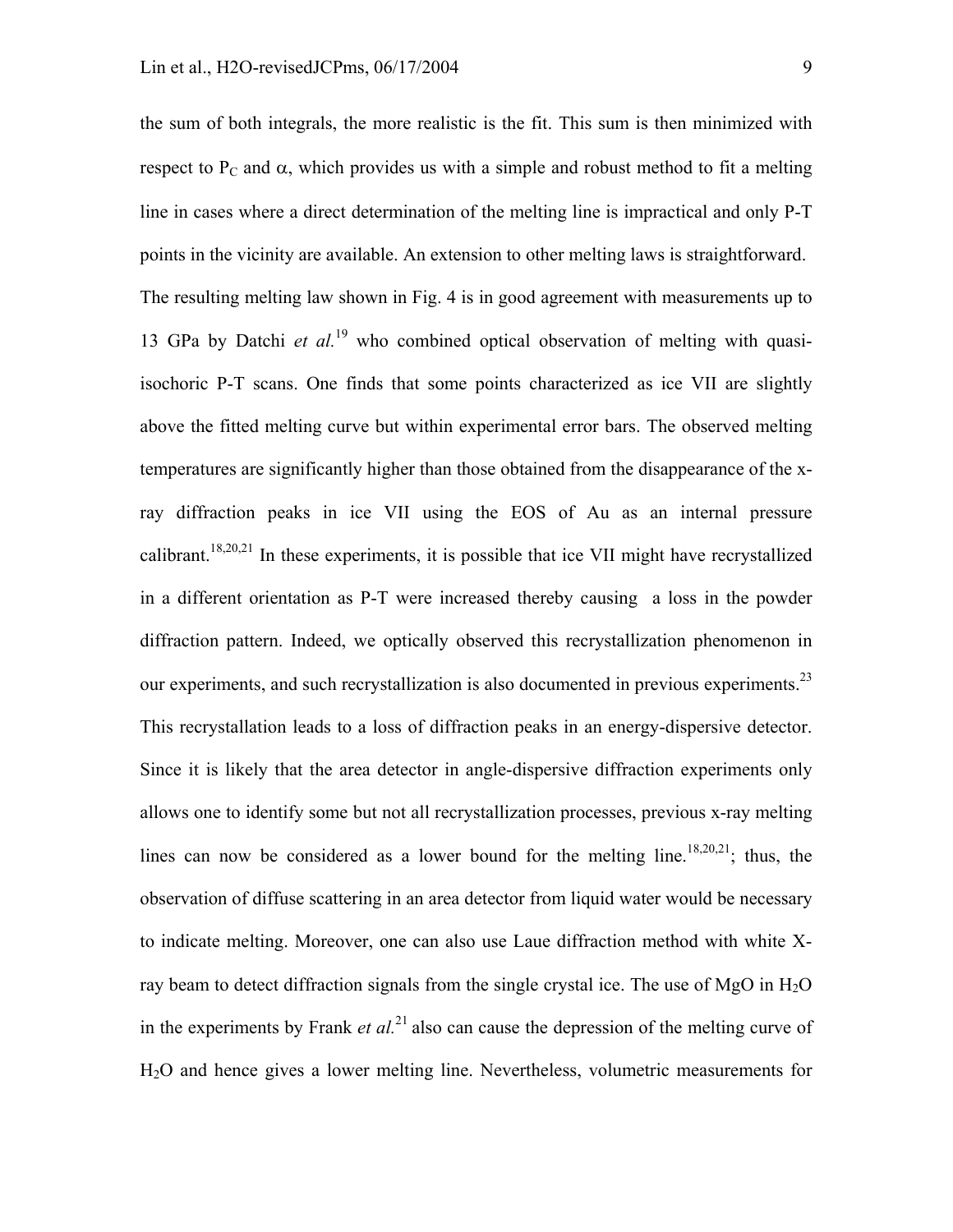the sum of both integrals, the more realistic is the fit. This sum is then minimized with respect to $P_C$ and $\alpha$, which provides us with a simple and robust method to fit a melting line in cases where a direct determination of the melting line is impractical and only P-T points in the vicinity are available. An extension to other melting laws is straightforward. The resulting melting law shown in Fig. 4 is in good agreement with measurements up to 13 GPa by Datchi *et al.*[19] who combined optical observation of melting with quasi-isochoric P-T scans. One finds that some points characterized as ice VII are slightly above the fitted melting curve but within experimental error bars. The observed melting temperatures are significantly higher than those obtained from the disappearance of the x-ray diffraction peaks in ice VII using the EOS of Au as an internal pressure calibrant.[18,20,21] In these experiments, it is possible that ice VII might have recrystallized in a different orientation as P-T were increased thereby causing a loss in the powder diffraction pattern. Indeed, we optically observed this recrystallization phenomenon in our experiments, and such recrystallization is also documented in previous experiments.[23] This recrystallation leads to a loss of diffraction peaks in an energy-dispersive detector. Since it is likely that the area detector in angle-dispersive diffraction experiments only allows one to identify some but not all recrystallization processes, previous x-ray melting lines can now be considered as a lower bound for the melting line.[18,20,21]; thus, the observation of diffuse scattering in an area detector from liquid water would be necessary to indicate melting. Moreover, one can also use Laue diffraction method with white X-ray beam to detect diffraction signals from the single crystal ice. The use of MgO in $H_2O$ in the experiments by Frank *et al.*[21] also can cause the depression of the melting curve of $H_2O$ and hence gives a lower melting line. Nevertheless, volumetric measurements for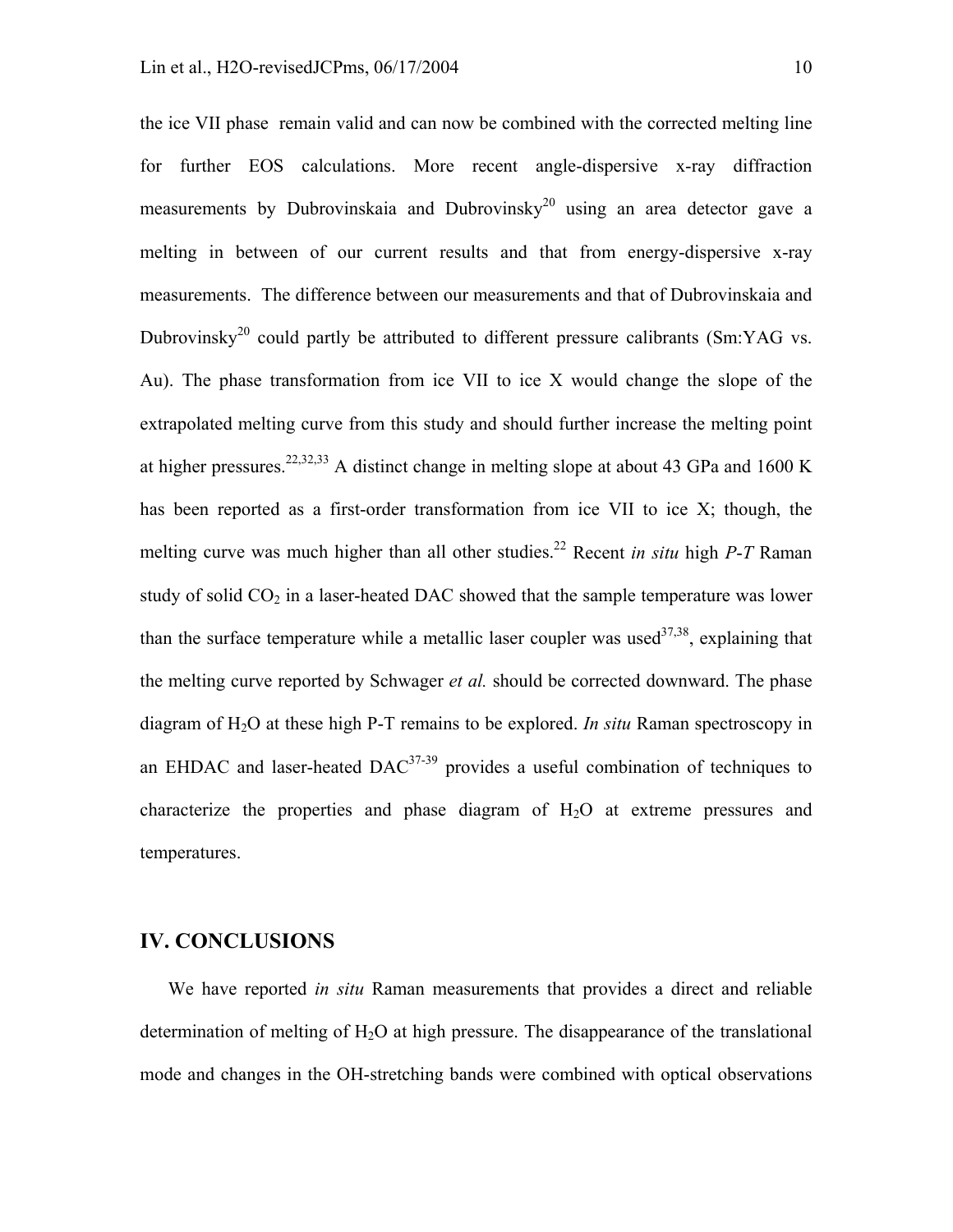the ice VII phase remain valid and can now be combined with the corrected melting line for further EOS calculations. More recent angle-dispersive x-ray diffraction measurements by Dubrovinskaia and Dubrovinsky[20] using an area detector gave a melting in between of our current results and that from energy-dispersive x-ray measurements. The difference between our measurements and that of Dubrovinskaia and Dubrovinsky[20] could partly be attributed to different pressure calibrants (Sm:YAG vs. Au). The phase transformation from ice VII to ice X would change the slope of the extrapolated melting curve from this study and should further increase the melting point at higher pressures.[22,32,33] A distinct change in melting slope at about 43 GPa and 1600 K has been reported as a first-order transformation from ice VII to ice X; though, the melting curve was much higher than all other studies.[22] Recent *in situ* high *P-T* Raman study of solid $CO_2$ in a laser-heated DAC showed that the sample temperature was lower than the surface temperature while a metallic laser coupler was used[37,38], explaining that the melting curve reported by Schwager *et al.* should be corrected downward. The phase diagram of $H_2O$ at these high P-T remains to be explored. *In situ* Raman spectroscopy in an EHDAC and laser-heated DAC[37-39] provides a useful combination of techniques to characterize the properties and phase diagram of $H_2O$ at extreme pressures and temperatures.

## IV. CONCLUSIONS

We have reported *in situ* Raman measurements that provides a direct and reliable determination of melting of $H_2O$ at high pressure. The disappearance of the translational mode and changes in the OH-stretching bands were combined with optical observations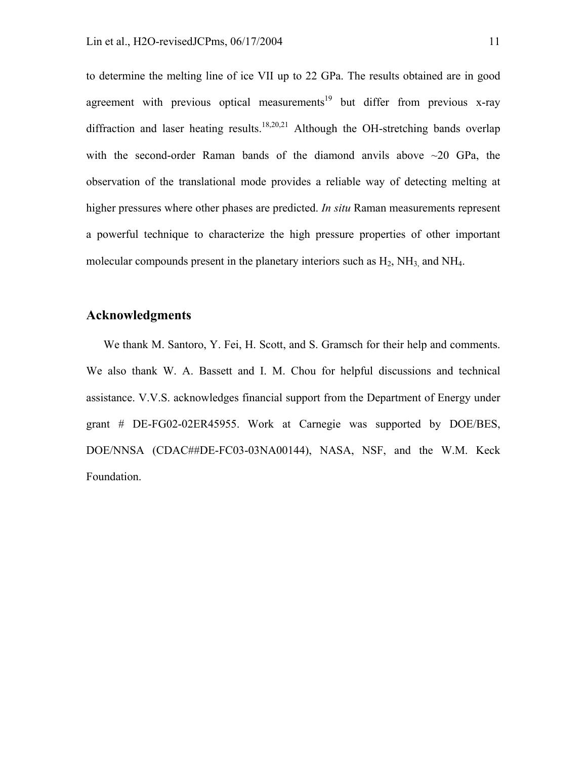to determine the melting line of ice VII up to 22 GPa. The results obtained are in good agreement with previous optical measurements[19] but differ from previous x-ray diffraction and laser heating results.[18,20,21] Although the OH-stretching bands overlap with the second-order Raman bands of the diamond anvils above ~20 GPa, the observation of the translational mode provides a reliable way of detecting melting at higher pressures where other phases are predicted. *In situ* Raman measurements represent a powerful technique to characterize the high pressure properties of other important molecular compounds present in the planetary interiors such as $H_2$, $NH_3$, and $NH_4$.

## Acknowledgments

We thank M. Santoro, Y. Fei, H. Scott, and S. Gramsch for their help and comments. We also thank W. A. Bassett and I. M. Chou for helpful discussions and technical assistance. V.V.S. acknowledges financial support from the Department of Energy under grant # DE-FG02-02ER45955. Work at Carnegie was supported by DOE/BES, DOE/NNSA (CDAC##DE-FC03-03NA00144), NASA, NSF, and the W.M. Keck Foundation.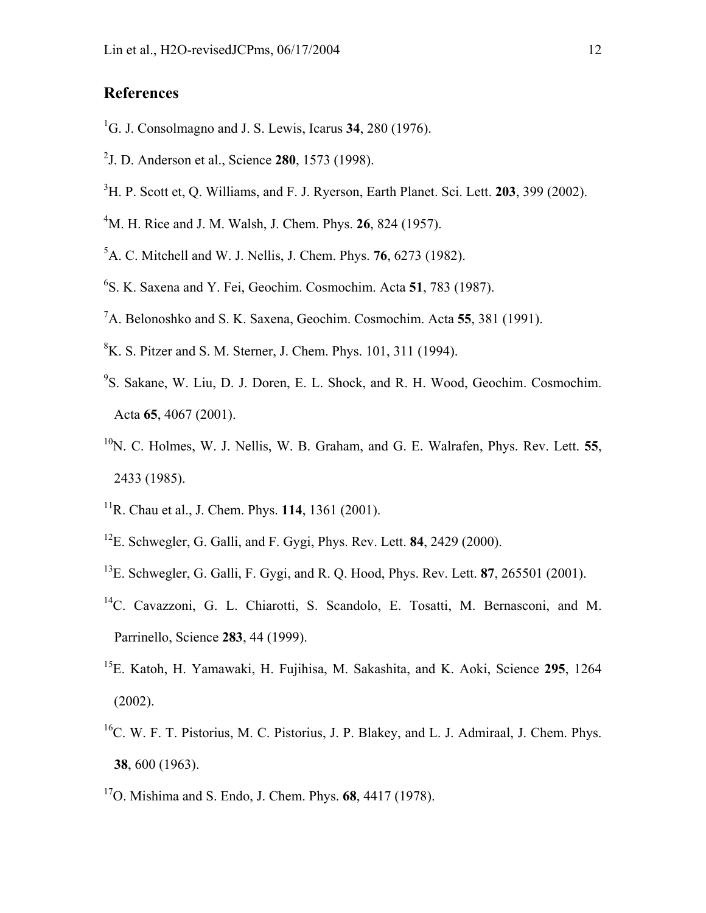## References

[1]G. J. Consolmagno and J. S. Lewis, Icarus **34**, 280 (1976).

[2]J. D. Anderson et al., Science **280**, 1573 (1998).

[3]H. P. Scott et, Q. Williams, and F. J. Ryerson, Earth Planet. Sci. Lett. **203**, 399 (2002).

[4]M. H. Rice and J. M. Walsh, J. Chem. Phys. **26**, 824 (1957).

[5]A. C. Mitchell and W. J. Nellis, J. Chem. Phys. **76**, 6273 (1982).

[6]S. K. Saxena and Y. Fei, Geochim. Cosmochim. Acta **51**, 783 (1987).

[7]A. Belonoshko and S. K. Saxena, Geochim. Cosmochim. Acta **55**, 381 (1991).

[8]K. S. Pitzer and S. M. Sterner, J. Chem. Phys. 101, 311 (1994).

[9]S. Sakane, W. Liu, D. J. Doren, E. L. Shock, and R. H. Wood, Geochim. Cosmochim. Acta **65**, 4067 (2001).

[10]N. C. Holmes, W. J. Nellis, W. B. Graham, and G. E. Walrafen, Phys. Rev. Lett. **55**, 2433 (1985).

[11]R. Chau et al., J. Chem. Phys. **114**, 1361 (2001).

[12]E. Schwegler, G. Galli, and F. Gygi, Phys. Rev. Lett. **84**, 2429 (2000).

[13]E. Schwegler, G. Galli, F. Gygi, and R. Q. Hood, Phys. Rev. Lett. **87**, 265501 (2001).

[14]C. Cavazzoni, G. L. Chiarotti, S. Scandolo, E. Tosatti, M. Bernasconi, and M. Parrinello, Science **283**, 44 (1999).

[15]E. Katoh, H. Yamawaki, H. Fujihisa, M. Sakashita, and K. Aoki, Science **295**, 1264 (2002).

[16]C. W. F. T. Pistorius, M. C. Pistorius, J. P. Blakey, and L. J. Admiraal, J. Chem. Phys. **38**, 600 (1963).

[17]O. Mishima and S. Endo, J. Chem. Phys. **68**, 4417 (1978).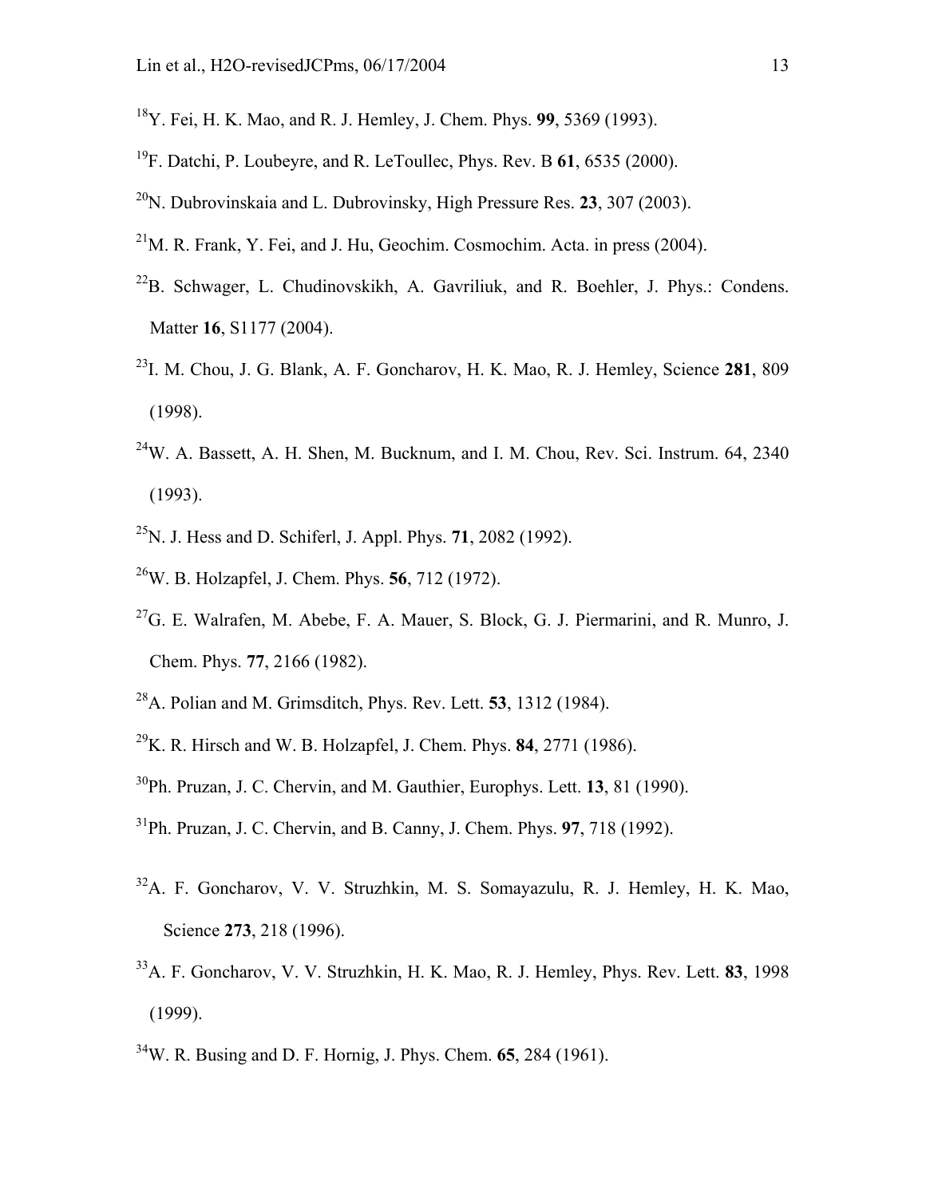[18]Y. Fei, H. K. Mao, and R. J. Hemley, J. Chem. Phys. **99**, 5369 (1993).

[19]F. Datchi, P. Loubeyre, and R. LeToullec, Phys. Rev. B **61**, 6535 (2000).

[20]N. Dubrovinskaia and L. Dubrovinsky, High Pressure Res. **23**, 307 (2003).

[21]M. R. Frank, Y. Fei, and J. Hu, Geochim. Cosmochim. Acta. in press (2004).

[22]B. Schwager, L. Chudinovskikh, A. Gavriliuk, and R. Boehler, J. Phys.: Condens. Matter **16**, S1177 (2004).

[23]I. M. Chou, J. G. Blank, A. F. Goncharov, H. K. Mao, R. J. Hemley, Science **281**, 809 (1998).

[24]W. A. Bassett, A. H. Shen, M. Bucknum, and I. M. Chou, Rev. Sci. Instrum. 64, 2340 (1993).

[25]N. J. Hess and D. Schiferl, J. Appl. Phys. **71**, 2082 (1992).

[26]W. B. Holzapfel, J. Chem. Phys. **56**, 712 (1972).

[27]G. E. Walrafen, M. Abebe, F. A. Mauer, S. Block, G. J. Piermarini, and R. Munro, J. Chem. Phys. **77**, 2166 (1982).

[28]A. Polian and M. Grimsditch, Phys. Rev. Lett. **53**, 1312 (1984).

[29]K. R. Hirsch and W. B. Holzapfel, J. Chem. Phys. **84**, 2771 (1986).

[30]Ph. Pruzan, J. C. Chervin, and M. Gauthier, Europhys. Lett. **13**, 81 (1990).

[31]Ph. Pruzan, J. C. Chervin, and B. Canny, J. Chem. Phys. **97**, 718 (1992).

[32]A. F. Goncharov, V. V. Struzhkin, M. S. Somayazulu, R. J. Hemley, H. K. Mao, Science **273**, 218 (1996).

[33]A. F. Goncharov, V. V. Struzhkin, H. K. Mao, R. J. Hemley, Phys. Rev. Lett. **83**, 1998 (1999).

[34]W. R. Busing and D. F. Hornig, J. Phys. Chem. **65**, 284 (1961).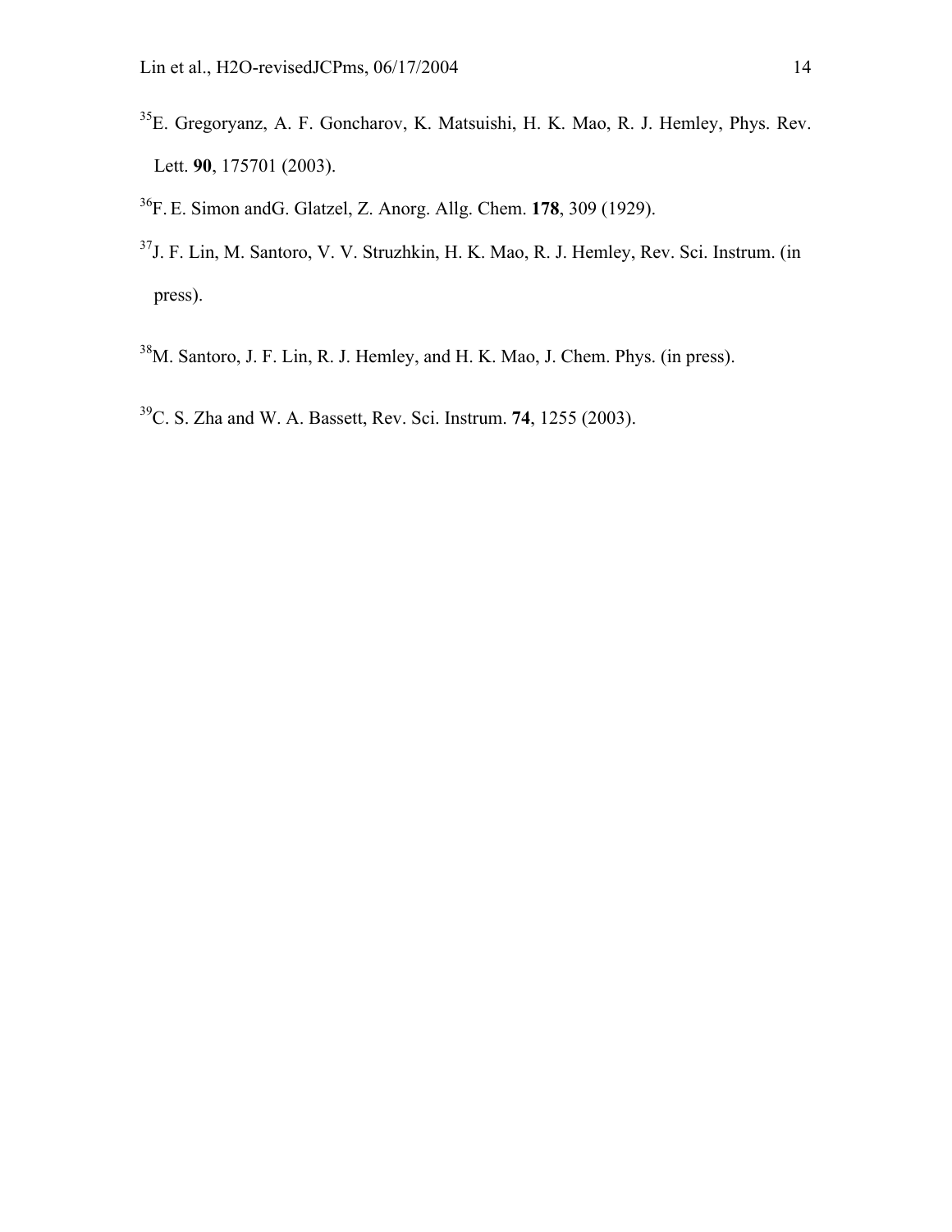[35]E. Gregoryanz, A. F. Goncharov, K. Matsuishi, H. K. Mao, R. J. Hemley, Phys. Rev. Lett. **90**, 175701 (2003).

[36]F. E. Simon andG. Glatzel, Z. Anorg. Allg. Chem. **178**, 309 (1929).

[37]J. F. Lin, M. Santoro, V. V. Struzhkin, H. K. Mao, R. J. Hemley, Rev. Sci. Instrum. (in press).

[38]M. Santoro, J. F. Lin, R. J. Hemley, and H. K. Mao, J. Chem. Phys. (in press).

[39]C. S. Zha and W. A. Bassett, Rev. Sci. Instrum. **74**, 1255 (2003).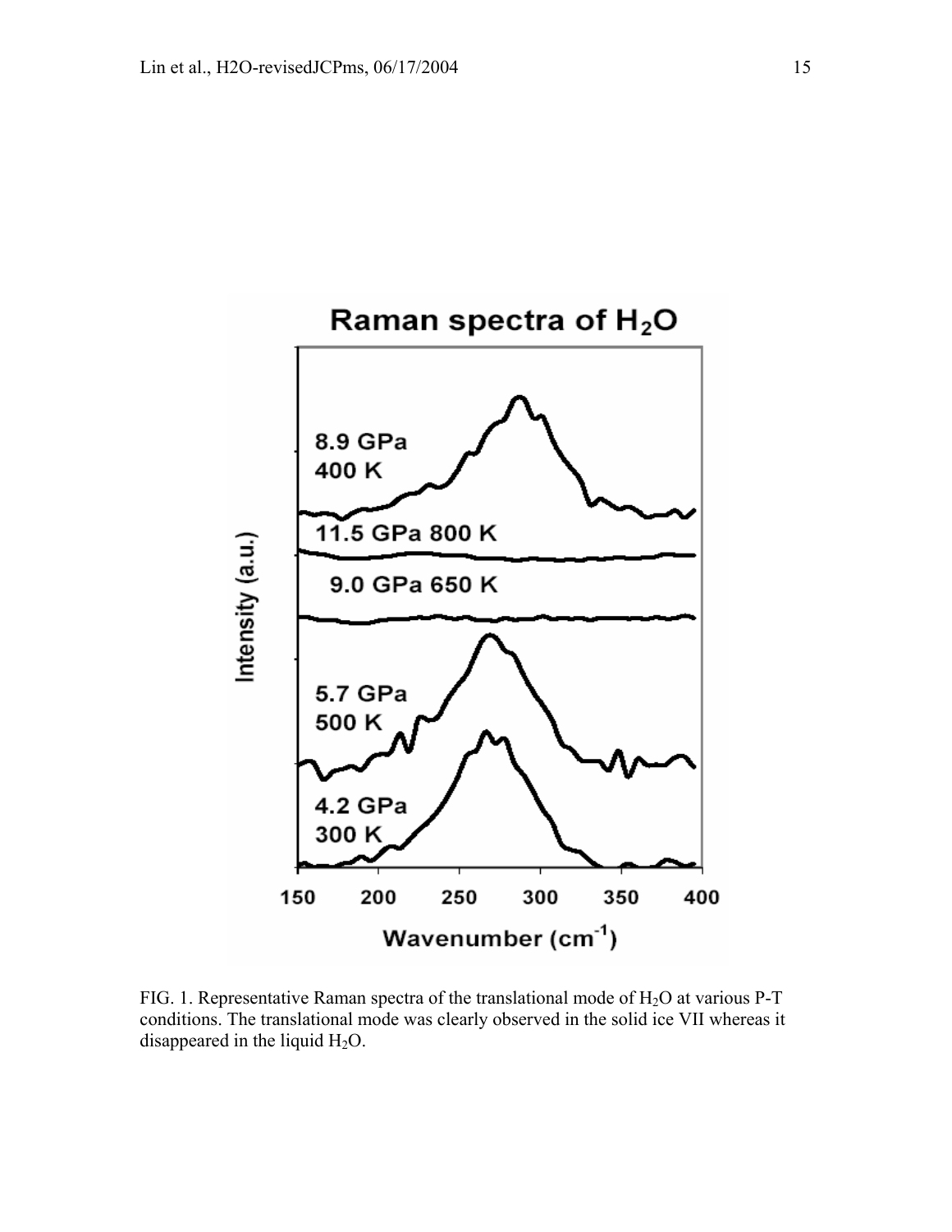FIG. 1. Representative Raman spectra of the translational mode of $H_2O$ at various P-T conditions. The translational mode was clearly observed in the solid ice VII whereas it disappeared in the liquid $H_2O$.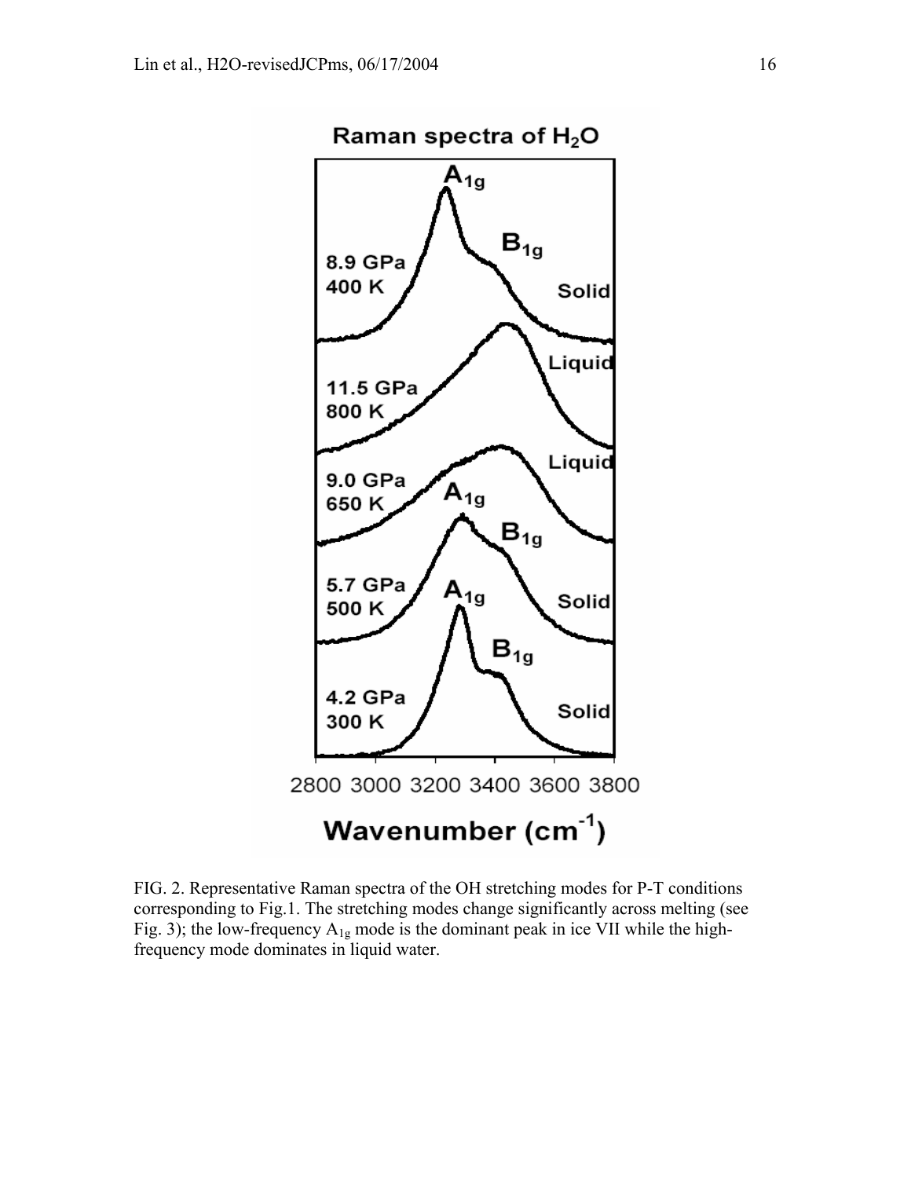FIG. 2. Representative Raman spectra of the OH stretching modes for P-T conditions corresponding to Fig.1. The stretching modes change significantly across melting (see Fig. 3); the low-frequency $A_{1g}$ mode is the dominant peak in ice VII while the high-frequency mode dominates in liquid water.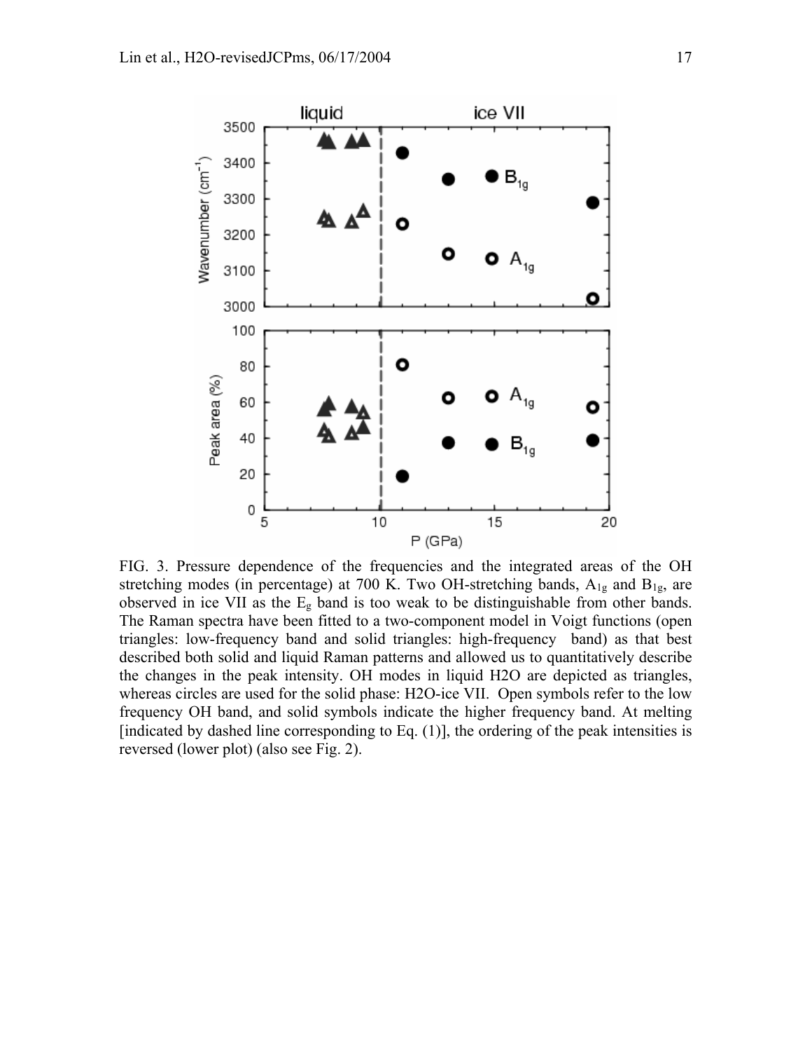FIG. 3. Pressure dependence of the frequencies and the integrated areas of the OH stretching modes (in percentage) at 700 K. Two OH-stretching bands, $A_{1g}$ and $B_{1g}$, are observed in ice VII as the $E_g$ band is too weak to be distinguishable from other bands. The Raman spectra have been fitted to a two-component model in Voigt functions (open triangles: low-frequency band and solid triangles: high-frequency band) as that best described both solid and liquid Raman patterns and allowed us to quantitatively describe the changes in the peak intensity. OH modes in liquid H2O are depicted as triangles, whereas circles are used for the solid phase: H2O-ice VII. Open symbols refer to the low frequency OH band, and solid symbols indicate the higher frequency band. At melting [indicated by dashed line corresponding to Eq. (1)], the ordering of the peak intensities is reversed (lower plot) (also see Fig. 2).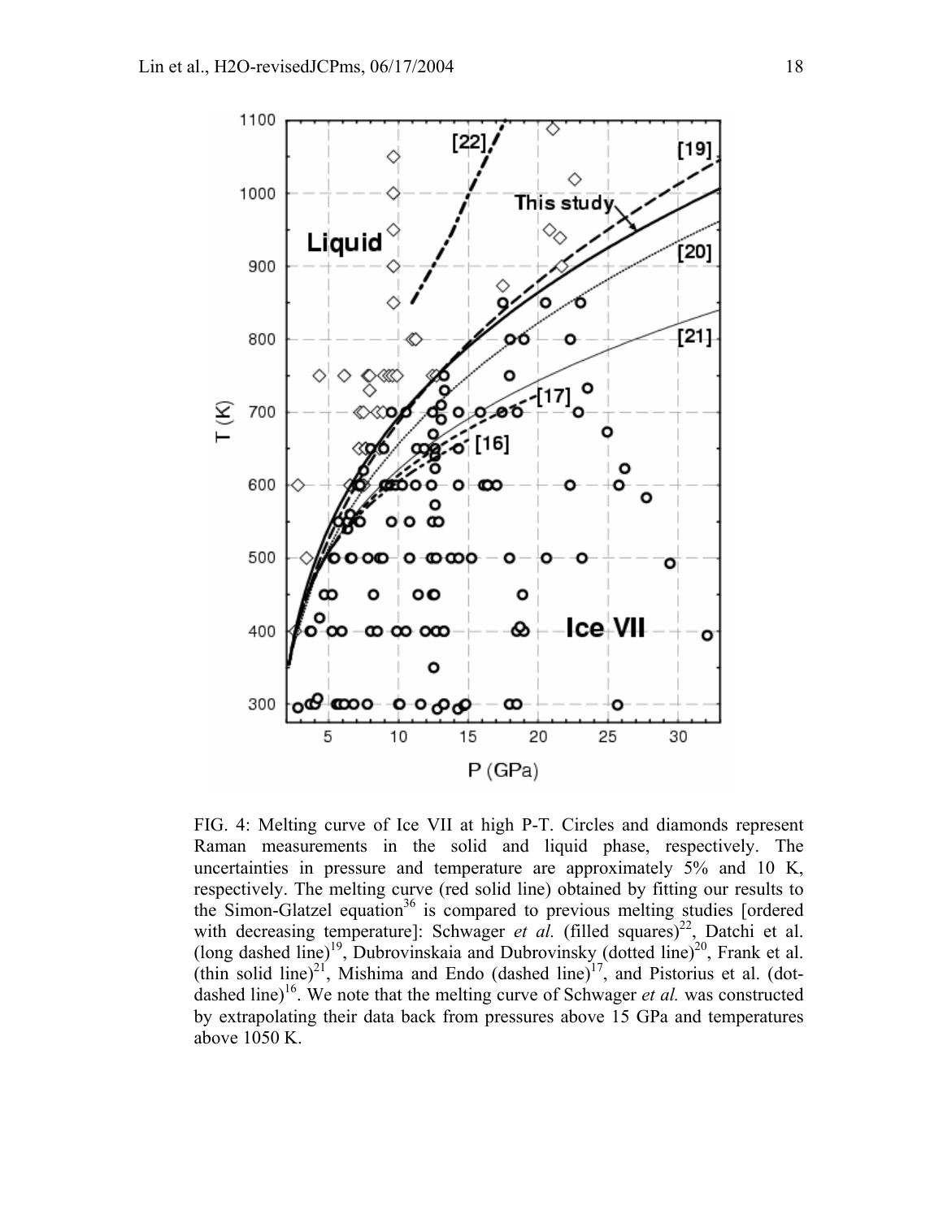1100
1000
900
800
700
600
500
400
300

T (K)

5 10 15 20 25 30

P (GPa)

[22]
[19]
This study
[20]
[21]
[17]
[16]
Liquid
Ice VII

FIG. 4: Melting curve of Ice VII at high P-T. Circles and diamonds represent Raman measurements in the solid and liquid phase, respectively. The uncertainties in pressure and temperature are approximately 5% and 10 K, respectively. The melting curve (red solid line) obtained by fitting our results to the Simon-Glatzel equation[36] is compared to previous melting studies [ordered with decreasing temperature]: Schwager *et al.* (filled squares)[22], Datchi et al. (long dashed line)[19], Dubrovinskaia and Dubrovinsky (dotted line)[20], Frank et al. (thin solid line)[21], Mishima and Endo (dashed line)[17], and Pistorius et al. (dot-dashed line)[16]. We note that the melting curve of Schwager *et al.* was constructed by extrapolating their data back from pressures above 15 GPa and temperatures above 1050 K.